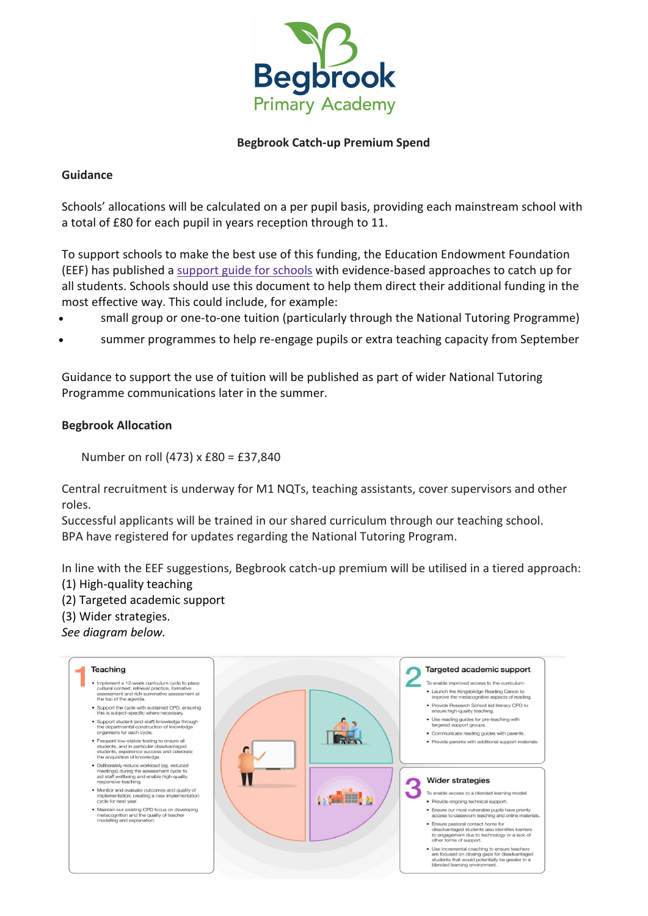Begbrook Primary Academy

**Begbrook Catch-up Premium Spend**

**Guidance**

Schools' allocations will be calculated on a per pupil basis, providing each mainstream school with a total of £80 for each pupil in years reception through to 11.

To support schools to make the best use of this funding, the Education Endowment Foundation (EEF) has published a support guide for schools with evidence-based approaches to catch up for all students. Schools should use this document to help them direct their additional funding in the most effective way. This could include, for example:

- small group or one-to-one tuition (particularly through the National Tutoring Programme)
- summer programmes to help re-engage pupils or extra teaching capacity from September

Guidance to support the use of tuition will be published as part of wider National Tutoring Programme communications later in the summer.

**Begbrook Allocation**

Number on roll (473) x £80 = £37,840

Central recruitment is underway for M1 NQTs, teaching assistants, cover supervisors and other roles.
Successful applicants will be trained in our shared curriculum through our teaching school.
BPA have registered for updates regarding the National Tutoring Program.

In line with the EEF suggestions, Begbrook catch-up premium will be utilised in a tiered approach:
(1) High-quality teaching
(2) Targeted academic support
(3) Wider strategies.
*See diagram below.*

**1 Teaching**

- Implement a 12-week curriculum cycle to place cultural context, retrieval practice, formative assessment and rich summative assessment at the top of the agenda.
- Support the cycle with sustained CPD, ensuring this is subject-specific where necessary.
- Support student (and staff) knowledge through the departmental construction of knowledge organisers for each cycle.
- Frequent low-stakes testing to ensure all students, and in particular disadvantaged students, experience success and celebrate the acquisition of knowledge.
- Deliberately reduce workload (eg. reduced meetings) during the assessment cycle to aid staff wellbeing and enable high-quality responsive teaching.
- Monitor and evaluate outcomes and quality of implementation, creating a new implementation cycle for next year.
- Maintain our existing CPD focus on developing metacognition and the quality of teacher modelling and explanation.

**2 Targeted academic support**

To enable improved access to the curriculum:

- Launch the Kingsbridge Reading Canon to improve the metacognitive aspects of reading.
- Provide Research School led literacy CPD to ensure high-quality teaching.
- Use reading guides for pre-teaching with targeted support groups.
- Communicate reading guides with parents.
- Provide parents with additional support materials.

**3 Wider strategies**

To enable access to a blended learning model:

- Provide ongoing technical support.
- Ensure our most vulnerable pupils have priority access to classroom teaching and online materials.
- Ensure pastoral contact home for disadvantaged students also identifies barriers to engagement due to technology or a lack of other forms of support.
- Use incremental coaching to ensure teachers are focused on closing gaps for disadvantaged students that would potentially be greater in a blended learning environment.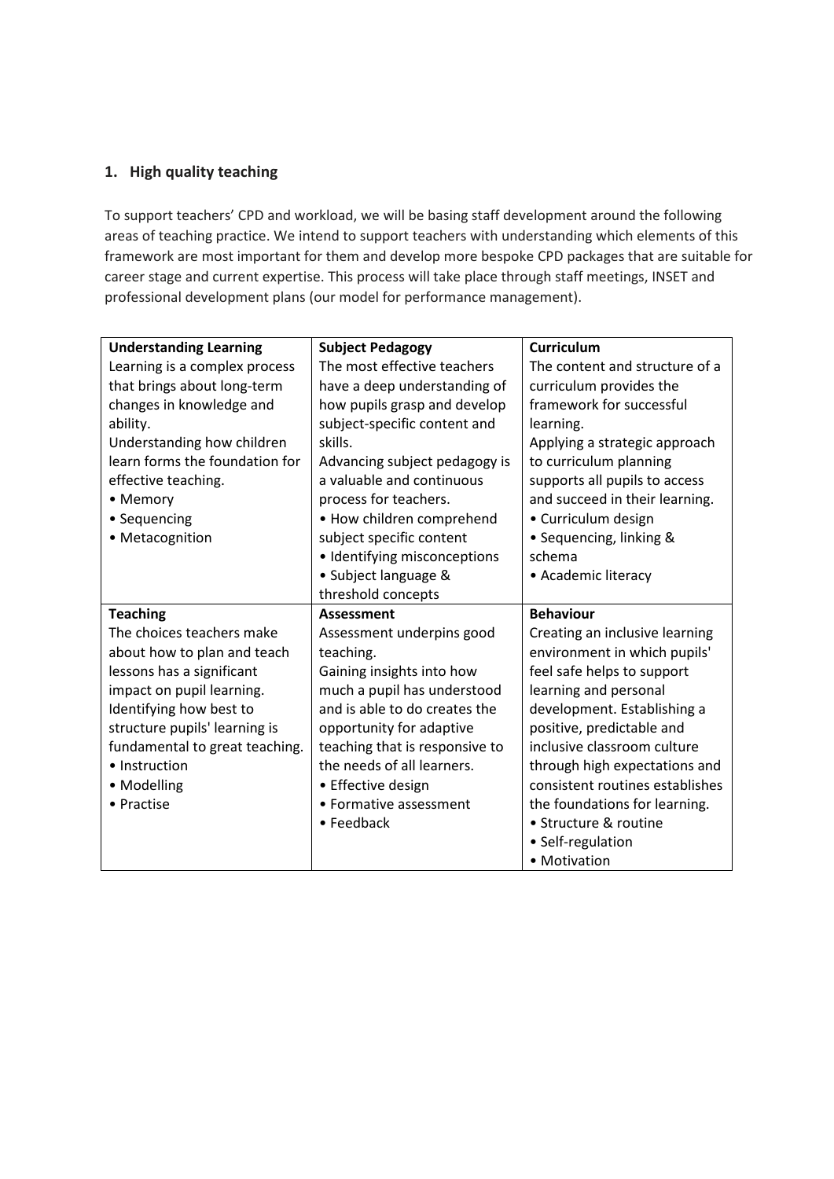## 1. High quality teaching

To support teachers' CPD and workload, we will be basing staff development around the following areas of teaching practice. We intend to support teachers with understanding which elements of this framework are most important for them and develop more bespoke CPD packages that are suitable for career stage and current expertise. This process will take place through staff meetings, INSET and professional development plans (our model for performance management).

| **Understanding Learning** | **Subject Pedagogy** | **Curriculum** |
|---|---|---|
| Learning is a complex process that brings about long-term changes in knowledge and ability.<br>Understanding how children learn forms the foundation for effective teaching.<br>• Memory<br>• Sequencing<br>• Metacognition | The most effective teachers have a deep understanding of how pupils grasp and develop subject-specific content and skills.<br>Advancing subject pedagogy is a valuable and continuous process for teachers.<br>• How children comprehend subject specific content<br>• Identifying misconceptions<br>• Subject language & threshold concepts | The content and structure of a curriculum provides the framework for successful learning.<br>Applying a strategic approach to curriculum planning supports all pupils to access and succeed in their learning.<br>• Curriculum design<br>• Sequencing, linking & schema<br>• Academic literacy |
| **Teaching**<br>The choices teachers make about how to plan and teach lessons has a significant impact on pupil learning.<br>Identifying how best to structure pupils' learning is fundamental to great teaching.<br>• Instruction<br>• Modelling<br>• Practise | **Assessment**<br>Assessment underpins good teaching.<br>Gaining insights into how much a pupil has understood and is able to do creates the opportunity for adaptive teaching that is responsive to the needs of all learners.<br>• Effective design<br>• Formative assessment<br>• Feedback | **Behaviour**<br>Creating an inclusive learning environment in which pupils' feel safe helps to support learning and personal development. Establishing a positive, predictable and inclusive classroom culture through high expectations and consistent routines establishes the foundations for learning.<br>• Structure & routine<br>• Self-regulation<br>• Motivation |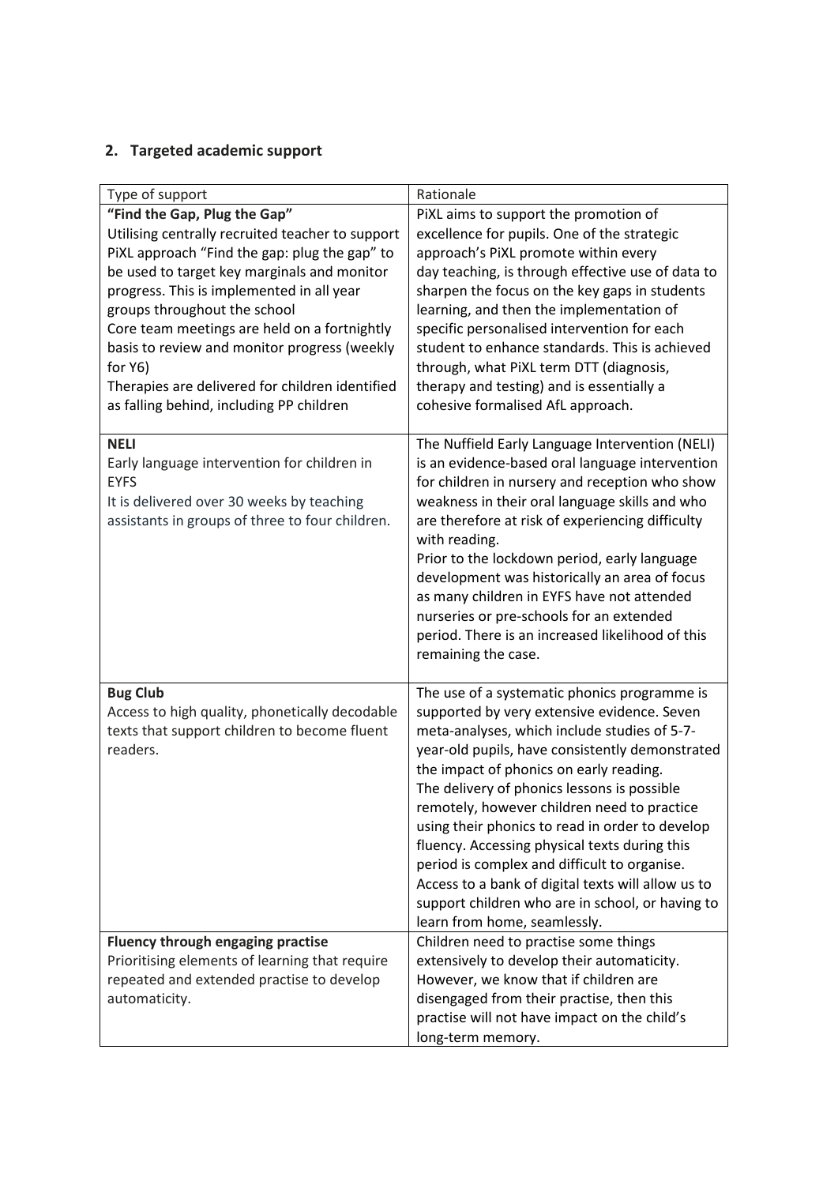## 2. Targeted academic support

| Type of support | Rationale |
|---|---|
| **"Find the Gap, Plug the Gap"**<br>Utilising centrally recruited teacher to support PiXL approach "Find the gap: plug the gap" to be used to target key marginals and monitor progress. This is implemented in all year groups throughout the school<br>Core team meetings are held on a fortnightly basis to review and monitor progress (weekly for Y6)<br>Therapies are delivered for children identified as falling behind, including PP children | PiXL aims to support the promotion of excellence for pupils. One of the strategic approach's PiXL promote within every day teaching, is through effective use of data to sharpen the focus on the key gaps in students learning, and then the implementation of specific personalised intervention for each student to enhance standards. This is achieved through, what PiXL term DTT (diagnosis, therapy and testing) and is essentially a cohesive formalised AfL approach. |
| **NELI**<br>Early language intervention for children in EYFS<br>It is delivered over 30 weeks by teaching assistants in groups of three to four children. | The Nuffield Early Language Intervention (NELI) is an evidence-based oral language intervention for children in nursery and reception who show weakness in their oral language skills and who are therefore at risk of experiencing difficulty with reading.<br>Prior to the lockdown period, early language development was historically an area of focus as many children in EYFS have not attended nurseries or pre-schools for an extended period. There is an increased likelihood of this remaining the case. |
| **Bug Club**<br>Access to high quality, phonetically decodable texts that support children to become fluent readers. | The use of a systematic phonics programme is supported by very extensive evidence. Seven meta-analyses, which include studies of 5-7-year-old pupils, have consistently demonstrated the impact of phonics on early reading.<br>The delivery of phonics lessons is possible remotely, however children need to practice using their phonics to read in order to develop fluency. Accessing physical texts during this period is complex and difficult to organise. Access to a bank of digital texts will allow us to support children who are in school, or having to learn from home, seamlessly. |
| **Fluency through engaging practise**<br>Prioritising elements of learning that require repeated and extended practise to develop automaticity. | Children need to practise some things extensively to develop their automaticity. However, we know that if children are disengaged from their practise, then this practise will not have impact on the child's long-term memory. |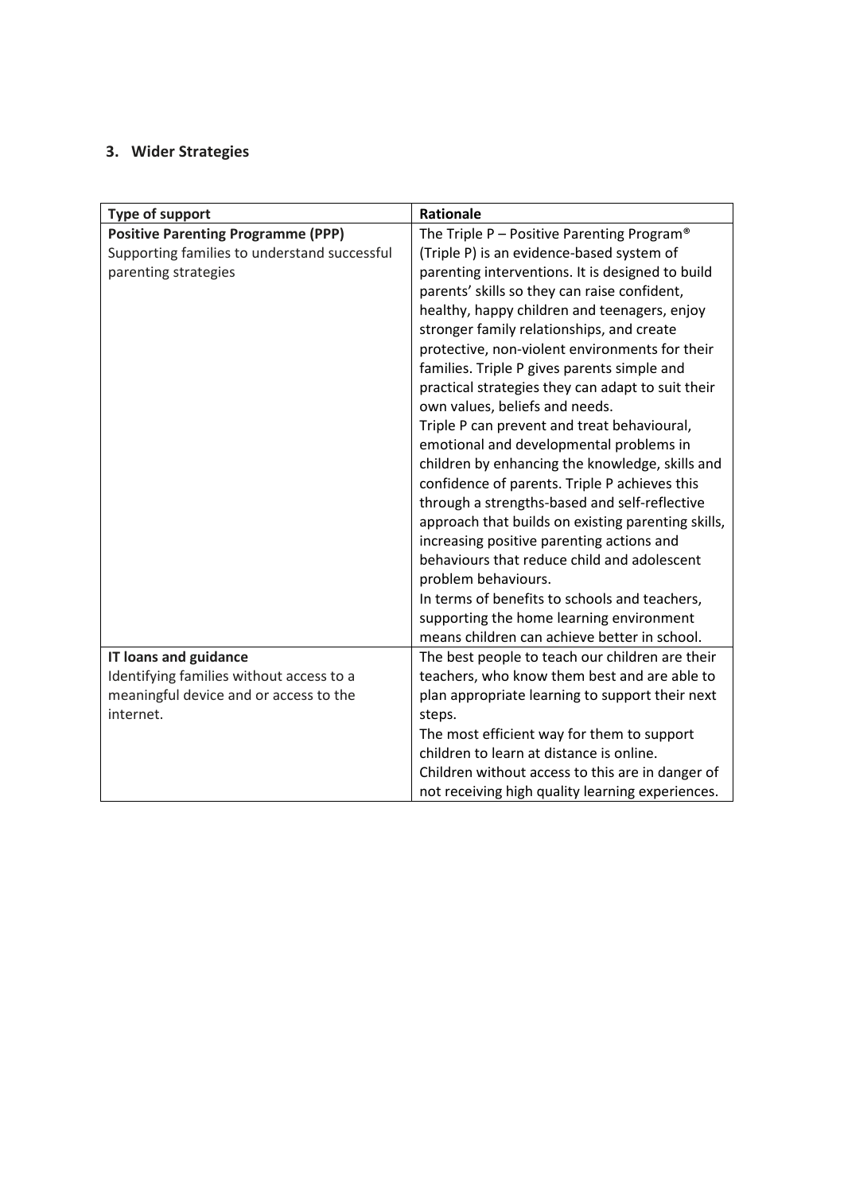## 3. Wider Strategies

| Type of support | Rationale |
|---|---|
| **Positive Parenting Programme (PPP)**<br>Supporting families to understand successful parenting strategies | The Triple P – Positive Parenting Program® (Triple P) is an evidence-based system of parenting interventions. It is designed to build parents' skills so they can raise confident, healthy, happy children and teenagers, enjoy stronger family relationships, and create protective, non-violent environments for their families. Triple P gives parents simple and practical strategies they can adapt to suit their own values, beliefs and needs.<br>Triple P can prevent and treat behavioural, emotional and developmental problems in children by enhancing the knowledge, skills and confidence of parents. Triple P achieves this through a strengths-based and self-reflective approach that builds on existing parenting skills, increasing positive parenting actions and behaviours that reduce child and adolescent problem behaviours.<br>In terms of benefits to schools and teachers, supporting the home learning environment means children can achieve better in school. |
| **IT loans and guidance**<br>Identifying families without access to a meaningful device and or access to the internet. | The best people to teach our children are their teachers, who know them best and are able to plan appropriate learning to support their next steps.<br>The most efficient way for them to support children to learn at distance is online.<br>Children without access to this are in danger of not receiving high quality learning experiences. |